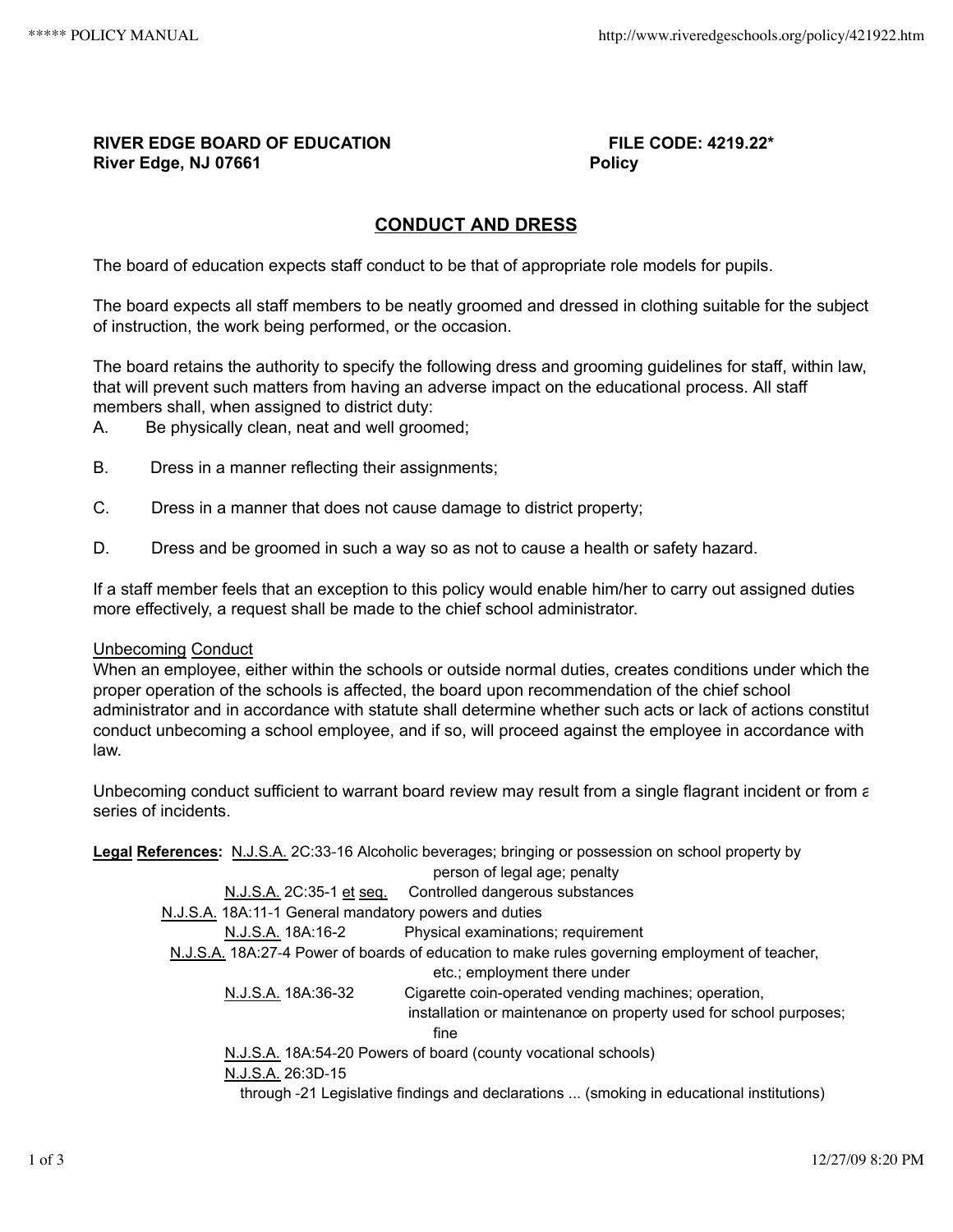**RIVER EDGE BOARD OF EDUCATION** **FILE CODE: 4219.22***
**River Edge, NJ 07661** **Policy**

## CONDUCT AND DRESS

The board of education expects staff conduct to be that of appropriate role models for pupils.

The board expects all staff members to be neatly groomed and dressed in clothing suitable for the subject of instruction, the work being performed, or the occasion.

The board retains the authority to specify the following dress and grooming guidelines for staff, within law, that will prevent such matters from having an adverse impact on the educational process. All staff members shall, when assigned to district duty:

A. Be physically clean, neat and well groomed;

B. Dress in a manner reflecting their assignments;

C. Dress in a manner that does not cause damage to district property;

D. Dress and be groomed in such a way so as not to cause a health or safety hazard.

If a staff member feels that an exception to this policy would enable him/her to carry out assigned duties more effectively, a request shall be made to the chief school administrator.

Unbecoming Conduct

When an employee, either within the schools or outside normal duties, creates conditions under which the proper operation of the schools is affected, the board upon recommendation of the chief school administrator and in accordance with statute shall determine whether such acts or lack of actions constitut conduct unbecoming a school employee, and if so, will proceed against the employee in accordance with law.

Unbecoming conduct sufficient to warrant board review may result from a single flagrant incident or from a series of incidents.

**Legal References:** N.J.S.A. 2C:33-16 Alcoholic beverages; bringing or possession on school property by person of legal age; penalty

N.J.S.A. 2C:35-1 et seq. Controlled dangerous substances

N.J.S.A. 18A:11-1 General mandatory powers and duties

N.J.S.A. 18A:16-2 Physical examinations; requirement

N.J.S.A. 18A:27-4 Power of boards of education to make rules governing employment of teacher, etc.; employment there under

N.J.S.A. 18A:36-32 Cigarette coin-operated vending machines; operation, installation or maintenance on property used for school purposes; fine

N.J.S.A. 18A:54-20 Powers of board (county vocational schools)

N.J.S.A. 26:3D-15 through -21 Legislative findings and declarations ... (smoking in educational institutions)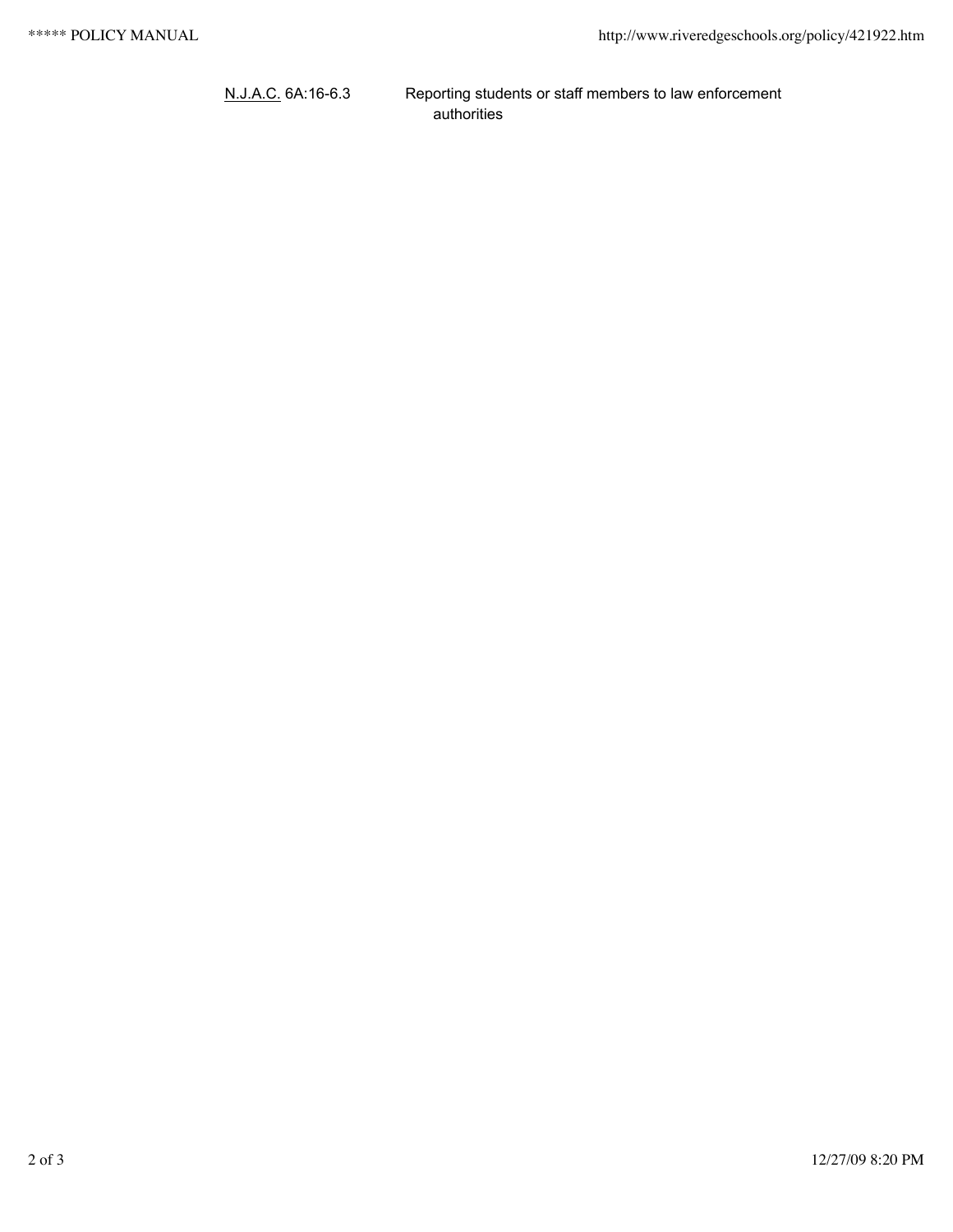N.J.A.C. 6A:16-6.3 Reporting students or staff members to law enforcement authorities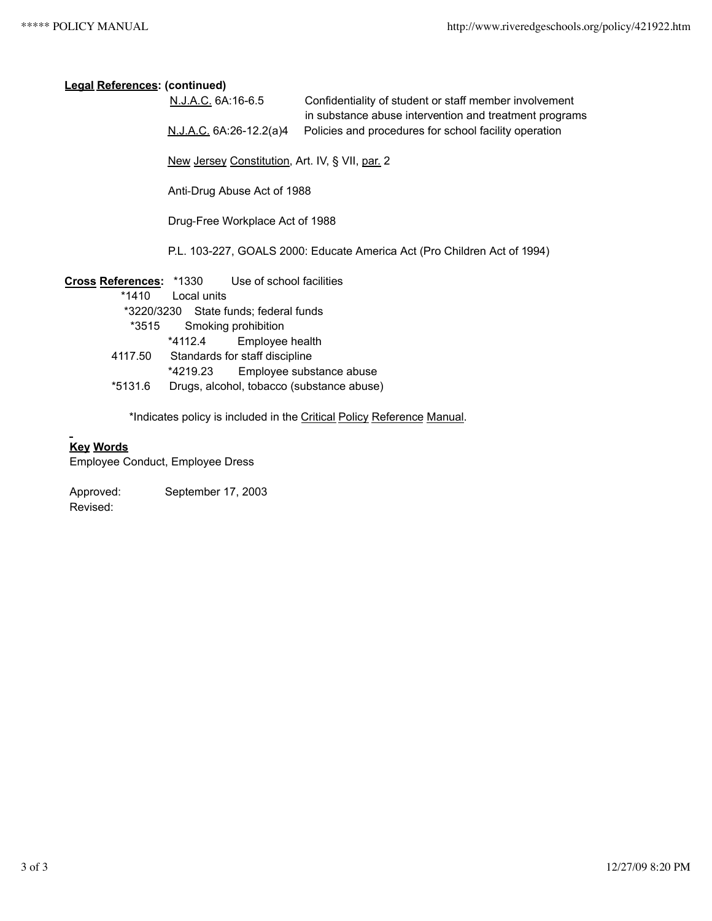**Legal References: (continued)**

N.J.A.C. 6A:16-6.5 Confidentiality of student or staff member involvement in substance abuse intervention and treatment programs

N.J.A.C. 6A:26-12.2(a)4 Policies and procedures for school facility operation

New Jersey Constitution, Art. IV, § VII, par. 2

Anti-Drug Abuse Act of 1988

Drug-Free Workplace Act of 1988

P.L. 103-227, GOALS 2000: Educate America Act (Pro Children Act of 1994)

**Cross References:**

*1330 Use of school facilities
*1410 Local units
*3220/3230 State funds; federal funds
*3515 Smoking prohibition
*4112.4 Employee health
4117.50 Standards for staff discipline
*4219.23 Employee substance abuse
*5131.6 Drugs, alcohol, tobacco (substance abuse)

*Indicates policy is included in the Critical Policy Reference Manual.

**Key Words**

Employee Conduct, Employee Dress

Approved: September 17, 2003
Revised: